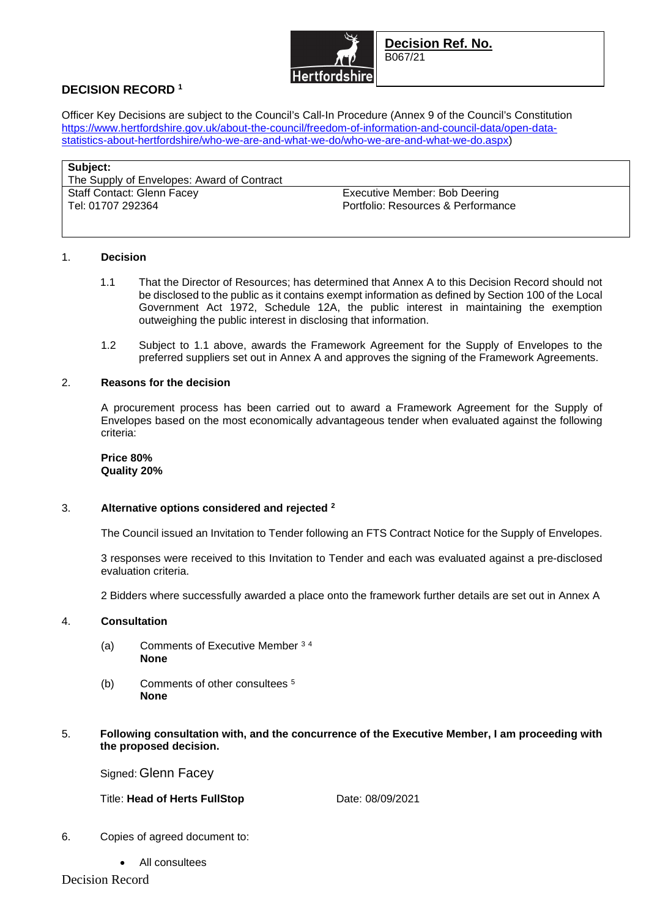Hertfordshire

**Decision Ref. No.**
B067/21

## DECISION RECORD [1]

Officer Key Decisions are subject to the Council's Call-In Procedure (Annex 9 of the Council's Constitution https://www.hertfordshire.gov.uk/about-the-council/freedom-of-information-and-council-data/open-data-statistics-about-hertfordshire/who-we-are-and-what-we-do/who-we-are-and-what-we-do.aspx)

| **Subject:** The Supply of Envelopes: Award of Contract | |
|---|---|
| Staff Contact: Glenn Facey<br>Tel: 01707 292364 | Executive Member: Bob Deering<br>Portfolio: Resources & Performance |

### 1. Decision

1.1 That the Director of Resources; has determined that Annex A to this Decision Record should not be disclosed to the public as it contains exempt information as defined by Section 100 of the Local Government Act 1972, Schedule 12A, the public interest in maintaining the exemption outweighing the public interest in disclosing that information.

1.2 Subject to 1.1 above, awards the Framework Agreement for the Supply of Envelopes to the preferred suppliers set out in Annex A and approves the signing of the Framework Agreements.

### 2. Reasons for the decision

A procurement process has been carried out to award a Framework Agreement for the Supply of Envelopes based on the most economically advantageous tender when evaluated against the following criteria:

**Price 80%**
**Quality 20%**

### 3. Alternative options considered and rejected [2]

The Council issued an Invitation to Tender following an FTS Contract Notice for the Supply of Envelopes.

3 responses were received to this Invitation to Tender and each was evaluated against a pre-disclosed evaluation criteria.

2 Bidders where successfully awarded a place onto the framework further details are set out in Annex A

### 4. Consultation

(a) Comments of Executive Member [3] [4]
**None**

(b) Comments of other consultees [5]
**None**

### 5. Following consultation with, and the concurrence of the Executive Member, I am proceeding with the proposed decision.

Signed: Glenn Facey

Title: **Head of Herts FullStop** Date: 08/09/2021

6. Copies of agreed document to:

- All consultees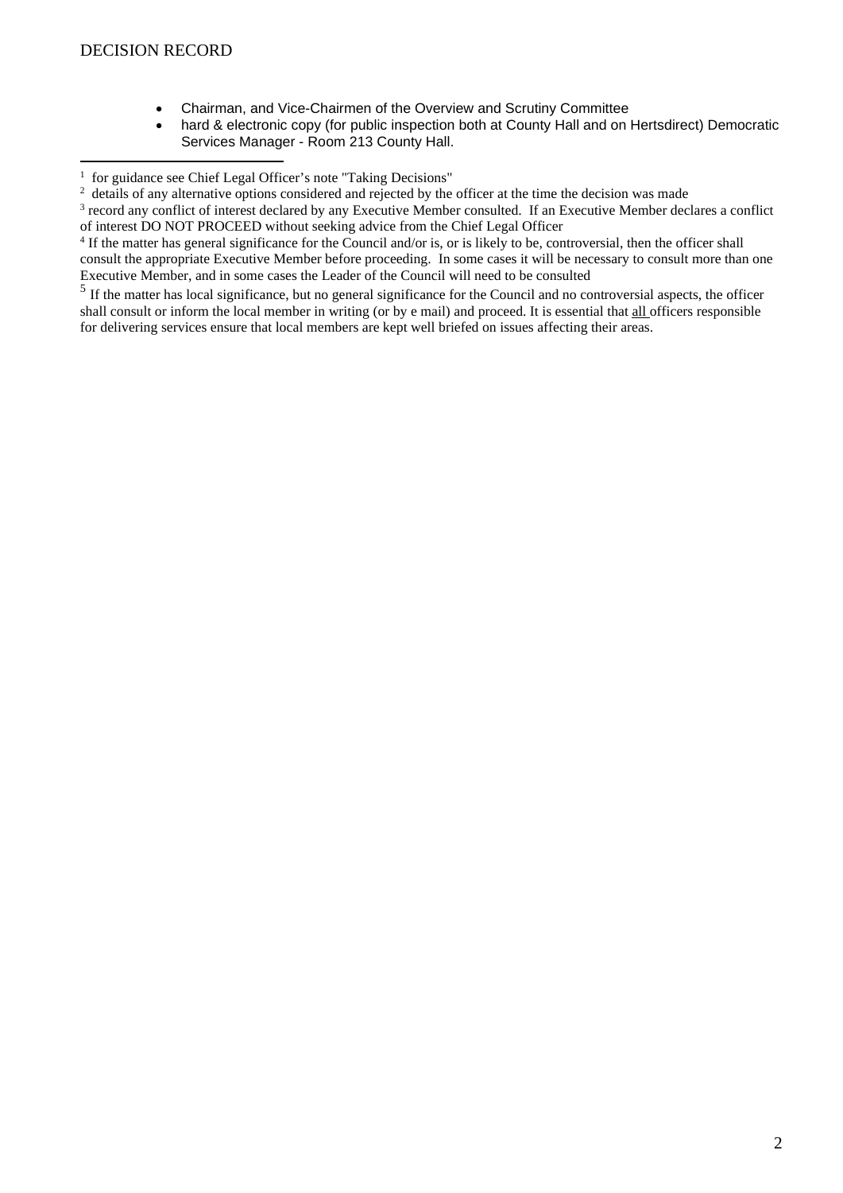- Chairman, and Vice-Chairmen of the Overview and Scrutiny Committee
- hard & electronic copy (for public inspection both at County Hall and on Hertsdirect) Democratic Services Manager - Room 213 County Hall.

---

[1] for guidance see Chief Legal Officer's note "Taking Decisions"

[2] details of any alternative options considered and rejected by the officer at the time the decision was made

[3] record any conflict of interest declared by any Executive Member consulted. If an Executive Member declares a conflict of interest DO NOT PROCEED without seeking advice from the Chief Legal Officer

[4] If the matter has general significance for the Council and/or is, or is likely to be, controversial, then the officer shall consult the appropriate Executive Member before proceeding. In some cases it will be necessary to consult more than one Executive Member, and in some cases the Leader of the Council will need to be consulted

[5] If the matter has local significance, but no general significance for the Council and no controversial aspects, the officer shall consult or inform the local member in writing (or by e mail) and proceed. It is essential that all officers responsible for delivering services ensure that local members are kept well briefed on issues affecting their areas.